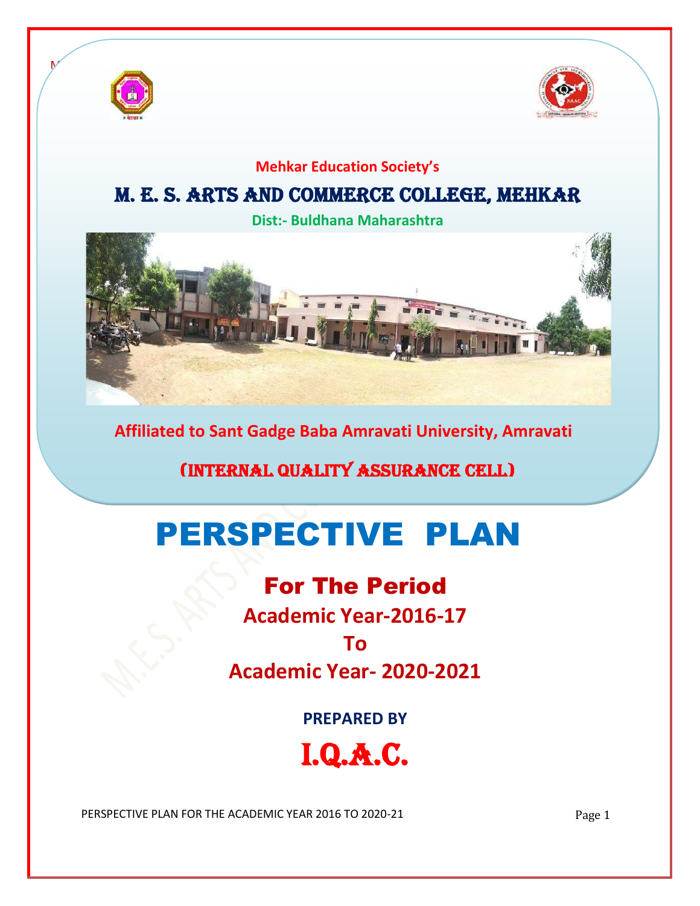Mehkar Education Society's

# M. E. S. ARTS AND COMMERCE COLLEGE, MEHKAR

**Dist:- Buldhana Maharashtra**

**Affiliated to Sant Gadge Baba Amravati University, Amravati**

(INTERNAL QUALITY ASSURANCE CELL)

# PERSPECTIVE PLAN

## For The Period

**Academic Year-2016-17**

**To**

**Academic Year- 2020-2021**

**PREPARED BY**

# I.Q.A.C.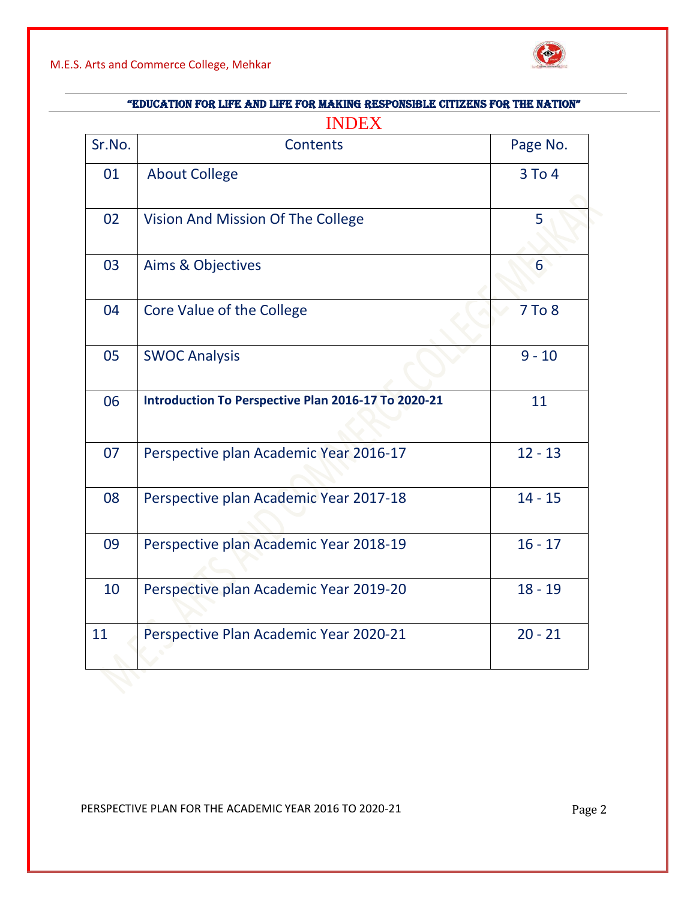"EDUCATION FOR LIFE AND LIFE FOR MAKING RESPONSIBLE CITIZENS FOR THE NATION"

# INDEX

| Sr.No. | Contents | Page No. |
|---|---|---|
| 01 | About College | 3 To 4 |
| 02 | Vision And Mission Of The College | 5 |
| 03 | Aims & Objectives | 6 |
| 04 | Core Value of the College | 7 To 8 |
| 05 | SWOC Analysis | 9 - 10 |
| 06 | **Introduction To Perspective Plan 2016-17 To 2020-21** | 11 |
| 07 | Perspective plan Academic Year 2016-17 | 12 - 13 |
| 08 | Perspective plan Academic Year 2017-18 | 14 - 15 |
| 09 | Perspective plan Academic Year 2018-19 | 16 - 17 |
| 10 | Perspective plan Academic Year 2019-20 | 18 - 19 |
| 11 | Perspective Plan Academic Year 2020-21 | 20 - 21 |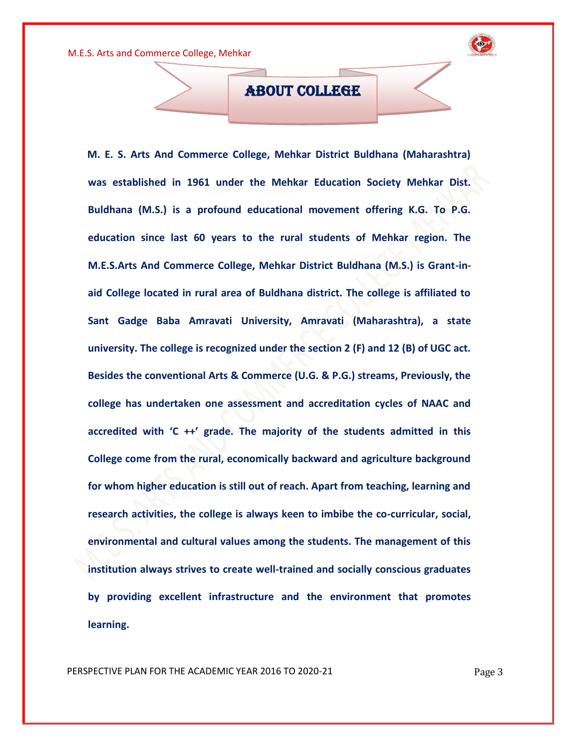# ABOUT COLLEGE

**M. E. S. Arts And Commerce College, Mehkar District Buldhana (Maharashtra) was established in 1961 under the Mehkar Education Society Mehkar Dist. Buldhana (M.S.) is a profound educational movement offering K.G. To P.G. education since last 60 years to the rural students of Mehkar region. The M.E.S.Arts And Commerce College, Mehkar District Buldhana (M.S.) is Grant-in-aid College located in rural area of Buldhana district. The college is affiliated to Sant Gadge Baba Amravati University, Amravati (Maharashtra), a state university. The college is recognized under the section 2 (F) and 12 (B) of UGC act. Besides the conventional Arts & Commerce (U.G. & P.G.) streams, Previously, the college has undertaken one assessment and accreditation cycles of NAAC and accredited with 'C ++' grade. The majority of the students admitted in this College come from the rural, economically backward and agriculture background for whom higher education is still out of reach. Apart from teaching, learning and research activities, the college is always keen to imbibe the co-curricular, social, environmental and cultural values among the students. The management of this institution always strives to create well-trained and socially conscious graduates by providing excellent infrastructure and the environment that promotes learning.**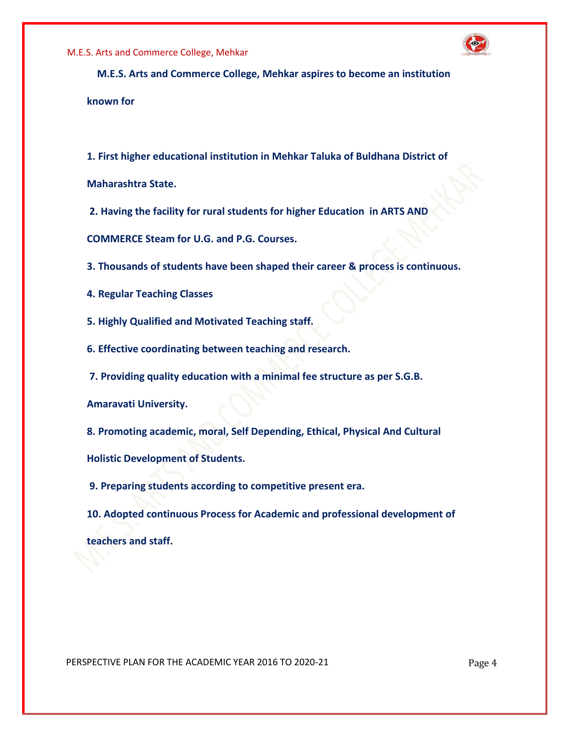**M.E.S. Arts and Commerce College, Mehkar aspires to become an institution known for**

**1. First higher educational institution in Mehkar Taluka of Buldhana District of Maharashtra State.**

**2. Having the facility for rural students for higher Education in ARTS AND COMMERCE Steam for U.G. and P.G. Courses.**

**3. Thousands of students have been shaped their career & process is continuous.**

**4. Regular Teaching Classes**

**5. Highly Qualified and Motivated Teaching staff.**

**6. Effective coordinating between teaching and research.**

**7. Providing quality education with a minimal fee structure as per S.G.B. Amaravati University.**

**8. Promoting academic, moral, Self Depending, Ethical, Physical And Cultural Holistic Development of Students.**

**9. Preparing students according to competitive present era.**

**10. Adopted continuous Process for Academic and professional development of teachers and staff.**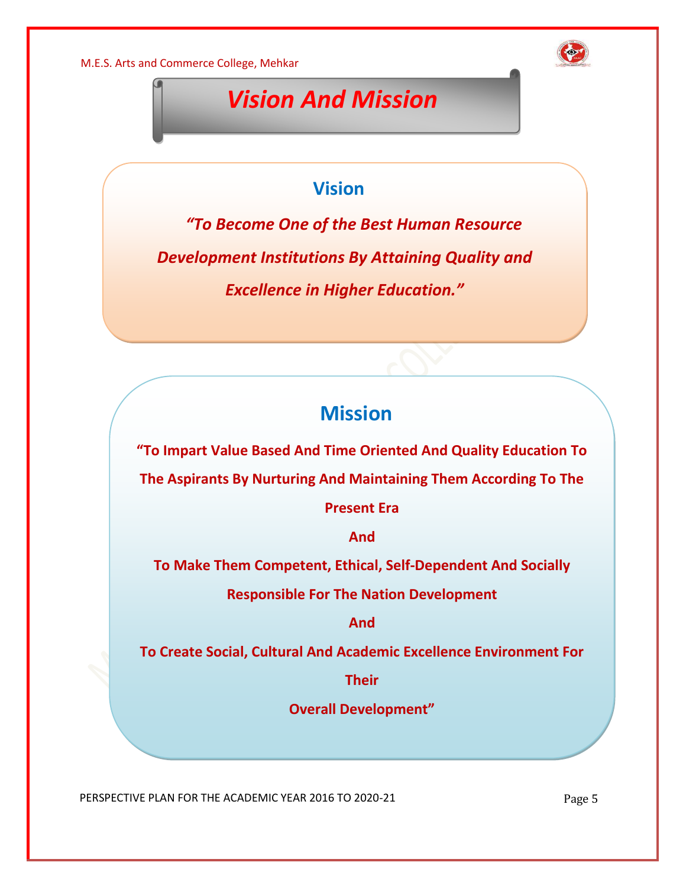# *Vision And Mission*

## Vision

***"To Become One of the Best Human Resource Development Institutions By Attaining Quality and Excellence in Higher Education."***

## Mission

**"To Impart Value Based And Time Oriented And Quality Education To The Aspirants By Nurturing And Maintaining Them According To The Present Era**

**And**

**To Make Them Competent, Ethical, Self-Dependent And Socially Responsible For The Nation Development**

**And**

**To Create Social, Cultural And Academic Excellence Environment For Their Overall Development"**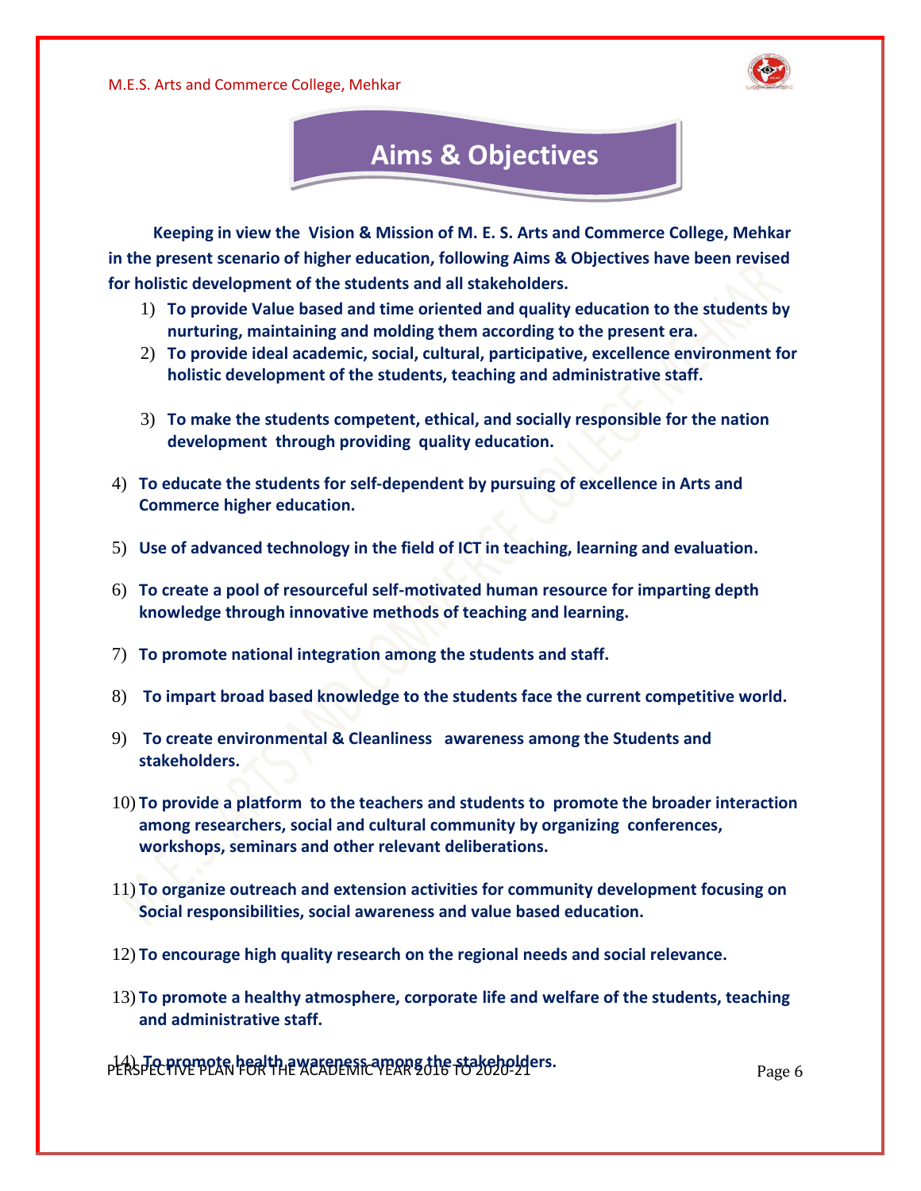## Aims & Objectives

**Keeping in view the Vision & Mission of M. E. S. Arts and Commerce College, Mehkar in the present scenario of higher education, following Aims & Objectives have been revised for holistic development of the students and all stakeholders.**

1) **To provide Value based and time oriented and quality education to the students by nurturing, maintaining and molding them according to the present era.**
2) **To provide ideal academic, social, cultural, participative, excellence environment for holistic development of the students, teaching and administrative staff.**
3) **To make the students competent, ethical, and socially responsible for the nation development through providing quality education.**
4) **To educate the students for self-dependent by pursuing of excellence in Arts and Commerce higher education.**
5) **Use of advanced technology in the field of ICT in teaching, learning and evaluation.**
6) **To create a pool of resourceful self-motivated human resource for imparting depth knowledge through innovative methods of teaching and learning.**
7) **To promote national integration among the students and staff.**
8) **To impart broad based knowledge to the students face the current competitive world.**
9) **To create environmental & Cleanliness awareness among the Students and stakeholders.**
10) **To provide a platform to the teachers and students to promote the broader interaction among researchers, social and cultural community by organizing conferences, workshops, seminars and other relevant deliberations.**
11) **To organize outreach and extension activities for community development focusing on Social responsibilities, social awareness and value based education.**
12) **To encourage high quality research on the regional needs and social relevance.**
13) **To promote a healthy atmosphere, corporate life and welfare of the students, teaching and administrative staff.**
14) **To promote health awareness among the stakeholders.**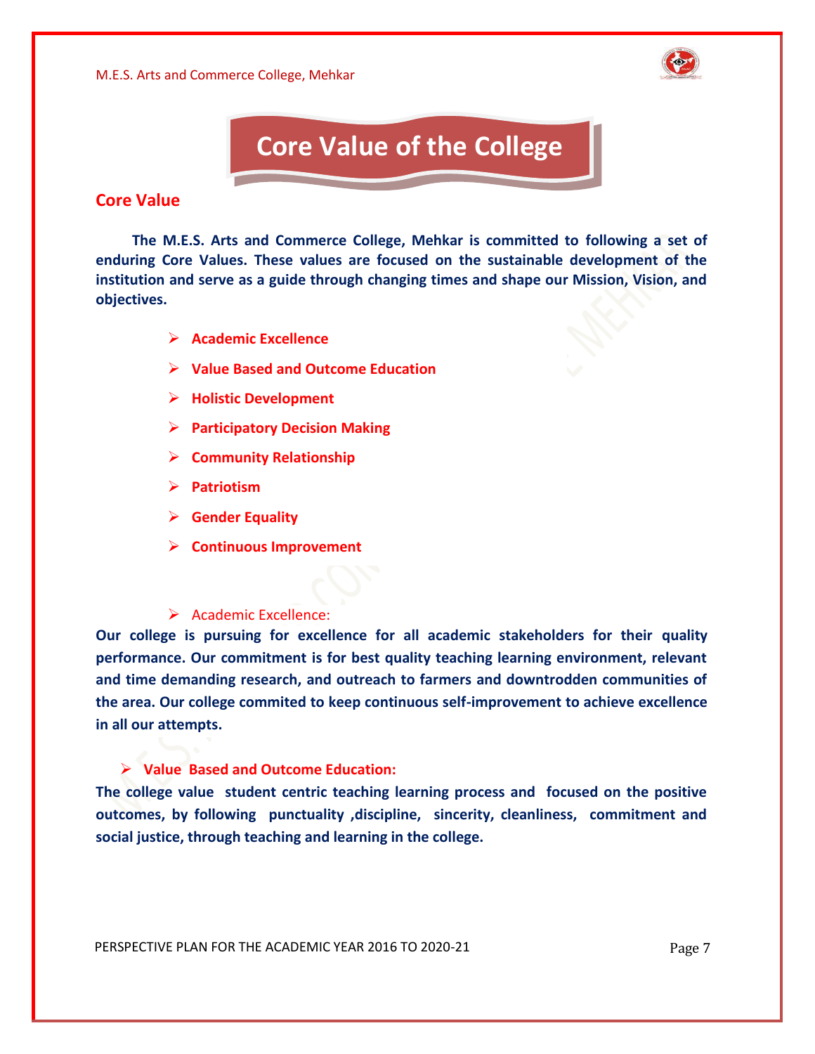# Core Value of the College

## Core Value

**The M.E.S. Arts and Commerce College, Mehkar is committed to following a set of enduring Core Values. These values are focused on the sustainable development of the institution and serve as a guide through changing times and shape our Mission, Vision, and objectives.**

- **Academic Excellence**
- **Value Based and Outcome Education**
- **Holistic Development**
- **Participatory Decision Making**
- **Community Relationship**
- **Patriotism**
- **Gender Equality**
- **Continuous Improvement**

➢ Academic Excellence:

**Our college is pursuing for excellence for all academic stakeholders for their quality performance. Our commitment is for best quality teaching learning environment, relevant and time demanding research, and outreach to farmers and downtrodden communities of the area. Our college commited to keep continuous self-improvement to achieve excellence in all our attempts.**

➢ **Value Based and Outcome Education:**

**The college value student centric teaching learning process and focused on the positive outcomes, by following punctuality ,discipline, sincerity, cleanliness, commitment and social justice, through teaching and learning in the college.**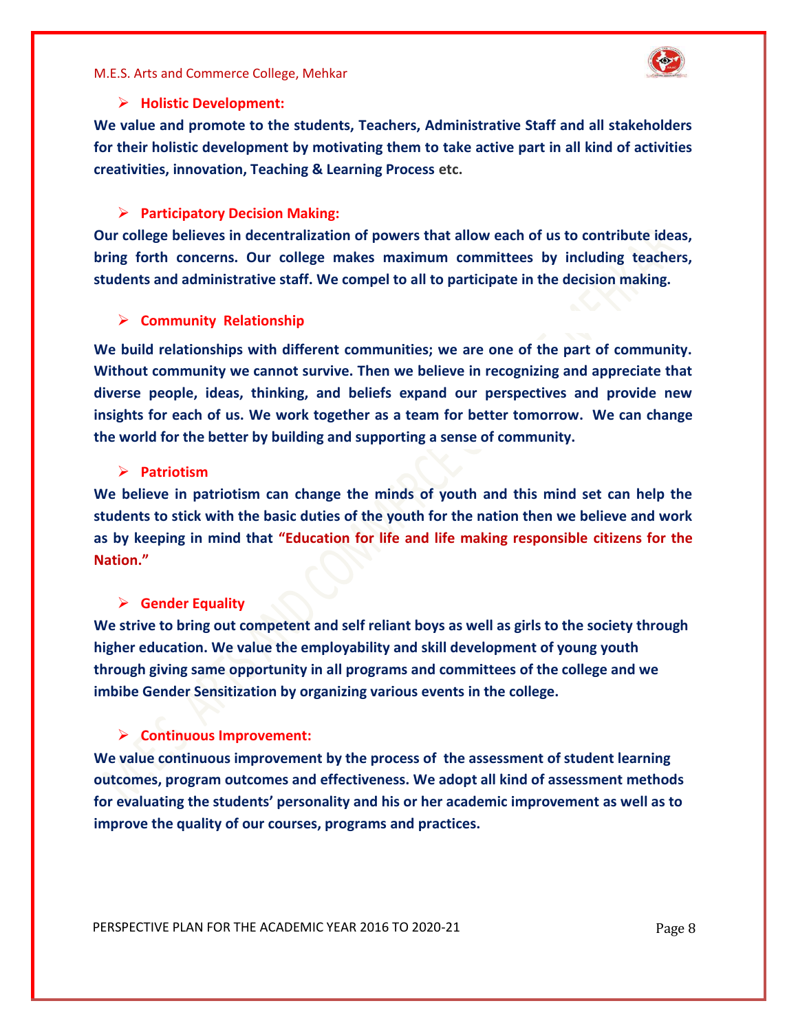- **Holistic Development:**

**We value and promote to the students, Teachers, Administrative Staff and all stakeholders for their holistic development by motivating them to take active part in all kind of activities creativities, innovation, Teaching & Learning Process etc.**

- **Participatory Decision Making:**

**Our college believes in decentralization of powers that allow each of us to contribute ideas, bring forth concerns. Our college makes maximum committees by including teachers, students and administrative staff. We compel to all to participate in the decision making.**

- **Community Relationship**

**We build relationships with different communities; we are one of the part of community. Without community we cannot survive. Then we believe in recognizing and appreciate that diverse people, ideas, thinking, and beliefs expand our perspectives and provide new insights for each of us. We work together as a team for better tomorrow. We can change the world for the better by building and supporting a sense of community.**

- **Patriotism**

**We believe in patriotism can change the minds of youth and this mind set can help the students to stick with the basic duties of the youth for the nation then we believe and work as by keeping in mind that "Education for life and life making responsible citizens for the Nation."**

- **Gender Equality**

**We strive to bring out competent and self reliant boys as well as girls to the society through higher education. We value the employability and skill development of young youth through giving same opportunity in all programs and committees of the college and we imbibe Gender Sensitization by organizing various events in the college.**

- **Continuous Improvement:**

**We value continuous improvement by the process of the assessment of student learning outcomes, program outcomes and effectiveness. We adopt all kind of assessment methods for evaluating the students' personality and his or her academic improvement as well as to improve the quality of our courses, programs and practices.**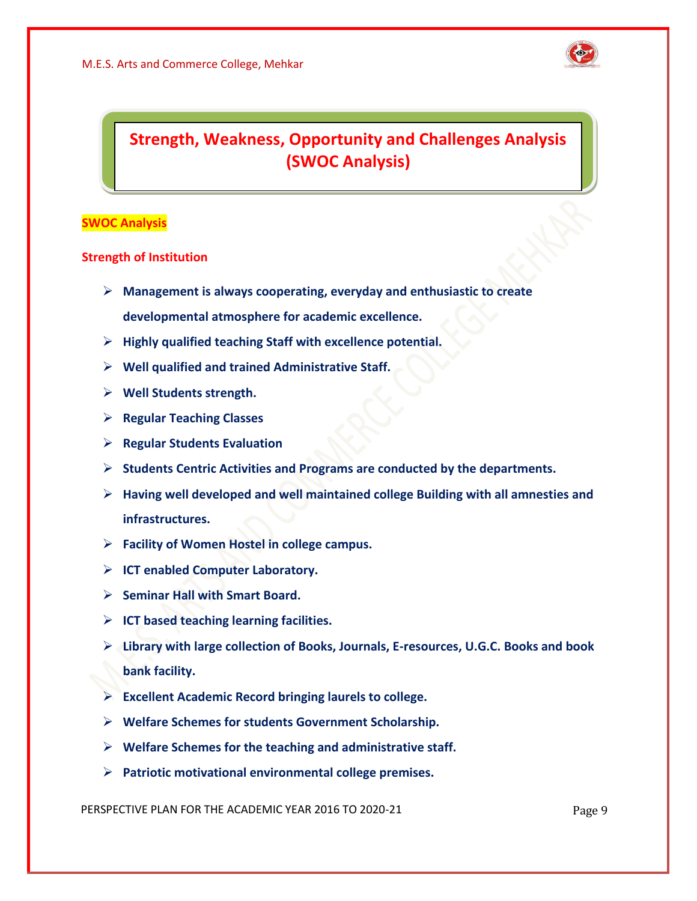# Strength, Weakness, Opportunity and Challenges Analysis (SWOC Analysis)

**SWOC Analysis**

**Strength of Institution**

- **Management is always cooperating, everyday and enthusiastic to create developmental atmosphere for academic excellence.**
- **Highly qualified teaching Staff with excellence potential.**
- **Well qualified and trained Administrative Staff.**
- **Well Students strength.**
- **Regular Teaching Classes**
- **Regular Students Evaluation**
- **Students Centric Activities and Programs are conducted by the departments.**
- **Having well developed and well maintained college Building with all amnesties and infrastructures.**
- **Facility of Women Hostel in college campus.**
- **ICT enabled Computer Laboratory.**
- **Seminar Hall with Smart Board.**
- **ICT based teaching learning facilities.**
- **Library with large collection of Books, Journals, E-resources, U.G.C. Books and book bank facility.**
- **Excellent Academic Record bringing laurels to college.**
- **Welfare Schemes for students Government Scholarship.**
- **Welfare Schemes for the teaching and administrative staff.**
- **Patriotic motivational environmental college premises.**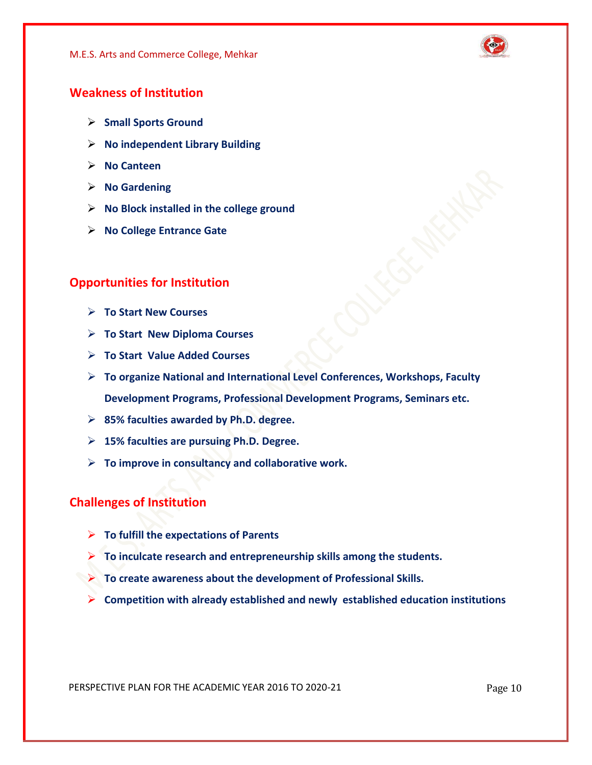## Weakness of Institution

- **Small Sports Ground**
- **No independent Library Building**
- **No Canteen**
- **No Gardening**
- **No Block installed in the college ground**
- **No College Entrance Gate**

## Opportunities for Institution

- **To Start New Courses**
- **To Start New Diploma Courses**
- **To Start Value Added Courses**
- **To organize National and International Level Conferences, Workshops, Faculty Development Programs, Professional Development Programs, Seminars etc.**
- **85% faculties awarded by Ph.D. degree.**
- **15% faculties are pursuing Ph.D. Degree.**
- **To improve in consultancy and collaborative work.**

## Challenges of Institution

- **To fulfill the expectations of Parents**
- **To inculcate research and entrepreneurship skills among the students.**
- **To create awareness about the development of Professional Skills.**
- **Competition with already established and newly established education institutions**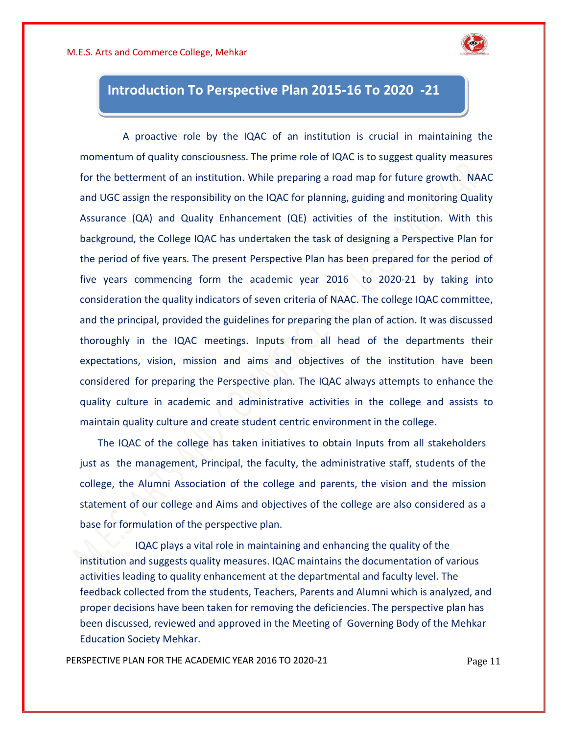# Introduction To Perspective Plan 2015-16 To 2020 -21

A proactive role by the IQAC of an institution is crucial in maintaining the momentum of quality consciousness. The prime role of IQAC is to suggest quality measures for the betterment of an institution. While preparing a road map for future growth. NAAC and UGC assign the responsibility on the IQAC for planning, guiding and monitoring Quality Assurance (QA) and Quality Enhancement (QE) activities of the institution. With this background, the College IQAC has undertaken the task of designing a Perspective Plan for the period of five years. The present Perspective Plan has been prepared for the period of five years commencing form the academic year 2016 to 2020-21 by taking into consideration the quality indicators of seven criteria of NAAC. The college IQAC committee, and the principal, provided the guidelines for preparing the plan of action. It was discussed thoroughly in the IQAC meetings. Inputs from all head of the departments their expectations, vision, mission and aims and objectives of the institution have been considered for preparing the Perspective plan. The IQAC always attempts to enhance the quality culture in academic and administrative activities in the college and assists to maintain quality culture and create student centric environment in the college.

The IQAC of the college has taken initiatives to obtain Inputs from all stakeholders just as the management, Principal, the faculty, the administrative staff, students of the college, the Alumni Association of the college and parents, the vision and the mission statement of our college and Aims and objectives of the college are also considered as a base for formulation of the perspective plan.

IQAC plays a vital role in maintaining and enhancing the quality of the institution and suggests quality measures. IQAC maintains the documentation of various activities leading to quality enhancement at the departmental and faculty level. The feedback collected from the students, Teachers, Parents and Alumni which is analyzed, and proper decisions have been taken for removing the deficiencies. The perspective plan has been discussed, reviewed and approved in the Meeting of Governing Body of the Mehkar Education Society Mehkar.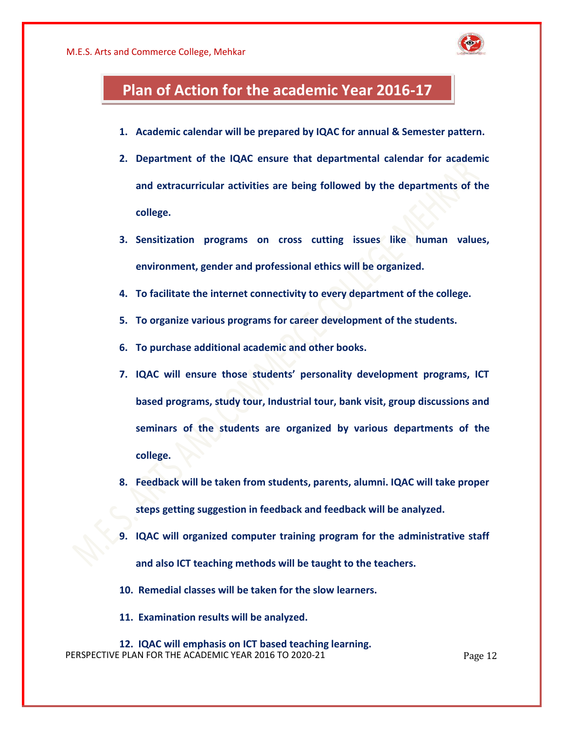## Plan of Action for the academic Year 2016-17

1. **Academic calendar will be prepared by IQAC for annual & Semester pattern.**
2. **Department of the IQAC ensure that departmental calendar for academic and extracurricular activities are being followed by the departments of the college.**
3. **Sensitization programs on cross cutting issues like human values, environment, gender and professional ethics will be organized.**
4. **To facilitate the internet connectivity to every department of the college.**
5. **To organize various programs for career development of the students.**
6. **To purchase additional academic and other books.**
7. **IQAC will ensure those students' personality development programs, ICT based programs, study tour, Industrial tour, bank visit, group discussions and seminars of the students are organized by various departments of the college.**
8. **Feedback will be taken from students, parents, alumni. IQAC will take proper steps getting suggestion in feedback and feedback will be analyzed.**
9. **IQAC will organized computer training program for the administrative staff and also ICT teaching methods will be taught to the teachers.**
10. **Remedial classes will be taken for the slow learners.**
11. **Examination results will be analyzed.**
12. **IQAC will emphasis on ICT based teaching learning.**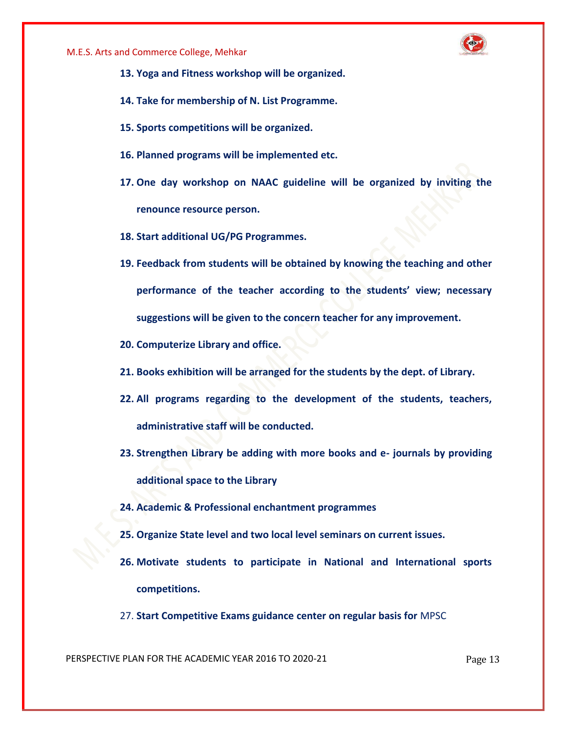13. **Yoga and Fitness workshop will be organized.**
14. **Take for membership of N. List Programme.**
15. **Sports competitions will be organized.**
16. **Planned programs will be implemented etc.**
17. **One day workshop on NAAC guideline will be organized by inviting the renounce resource person.**
18. **Start additional UG/PG Programmes.**
19. **Feedback from students will be obtained by knowing the teaching and other performance of the teacher according to the students' view; necessary suggestions will be given to the concern teacher for any improvement.**
20. **Computerize Library and office.**
21. **Books exhibition will be arranged for the students by the dept. of Library.**
22. **All programs regarding to the development of the students, teachers, administrative staff will be conducted.**
23. **Strengthen Library be adding with more books and e- journals by providing additional space to the Library**
24. **Academic & Professional enchantment programmes**
25. **Organize State level and two local level seminars on current issues.**
26. **Motivate students to participate in National and International sports competitions.**
27. **Start Competitive Exams guidance center on regular basis for** MPSC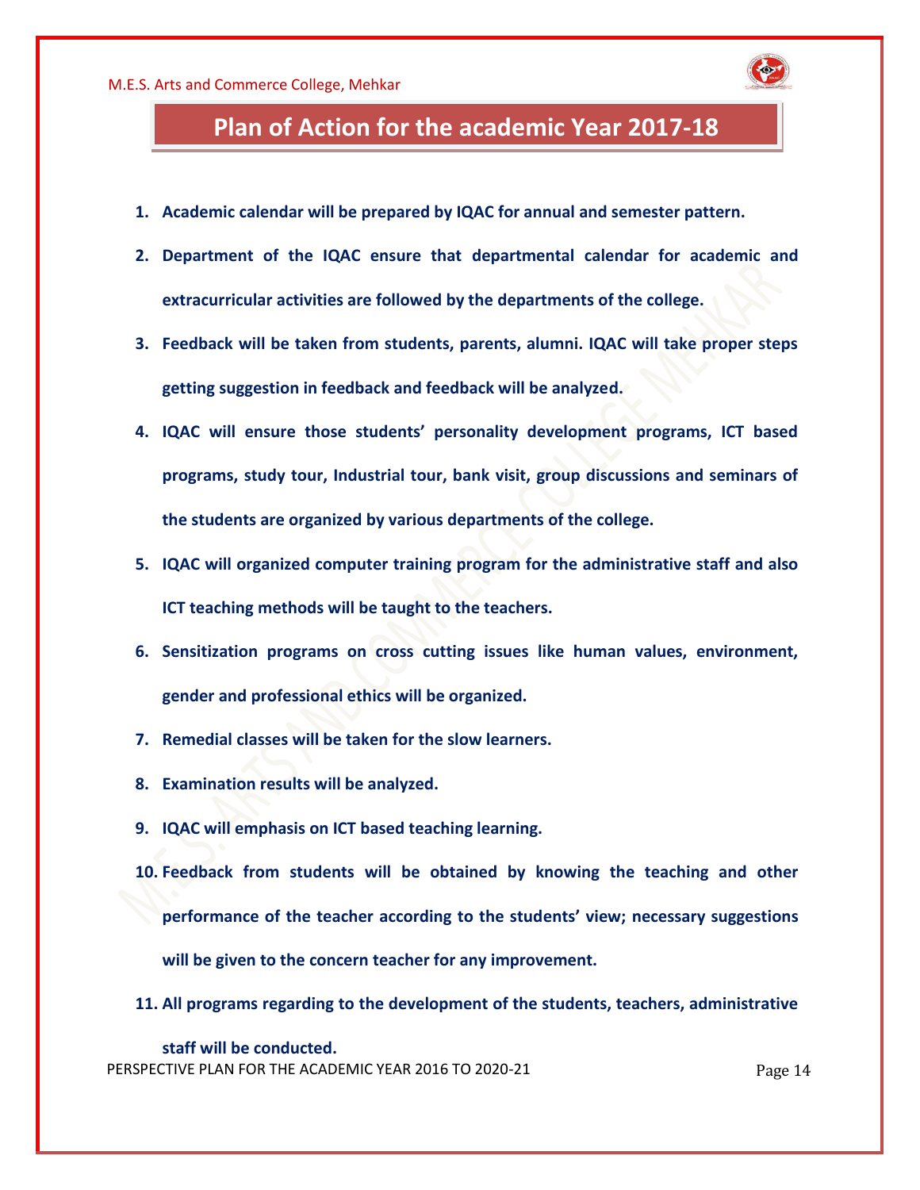# Plan of Action for the academic Year 2017-18

1. **Academic calendar will be prepared by IQAC for annual and semester pattern.**
2. **Department of the IQAC ensure that departmental calendar for academic and extracurricular activities are followed by the departments of the college.**
3. **Feedback will be taken from students, parents, alumni. IQAC will take proper steps getting suggestion in feedback and feedback will be analyzed.**
4. **IQAC will ensure those students' personality development programs, ICT based programs, study tour, Industrial tour, bank visit, group discussions and seminars of the students are organized by various departments of the college.**
5. **IQAC will organized computer training program for the administrative staff and also ICT teaching methods will be taught to the teachers.**
6. **Sensitization programs on cross cutting issues like human values, environment, gender and professional ethics will be organized.**
7. **Remedial classes will be taken for the slow learners.**
8. **Examination results will be analyzed.**
9. **IQAC will emphasis on ICT based teaching learning.**
10. **Feedback from students will be obtained by knowing the teaching and other performance of the teacher according to the students' view; necessary suggestions will be given to the concern teacher for any improvement.**
11. **All programs regarding to the development of the students, teachers, administrative staff will be conducted.**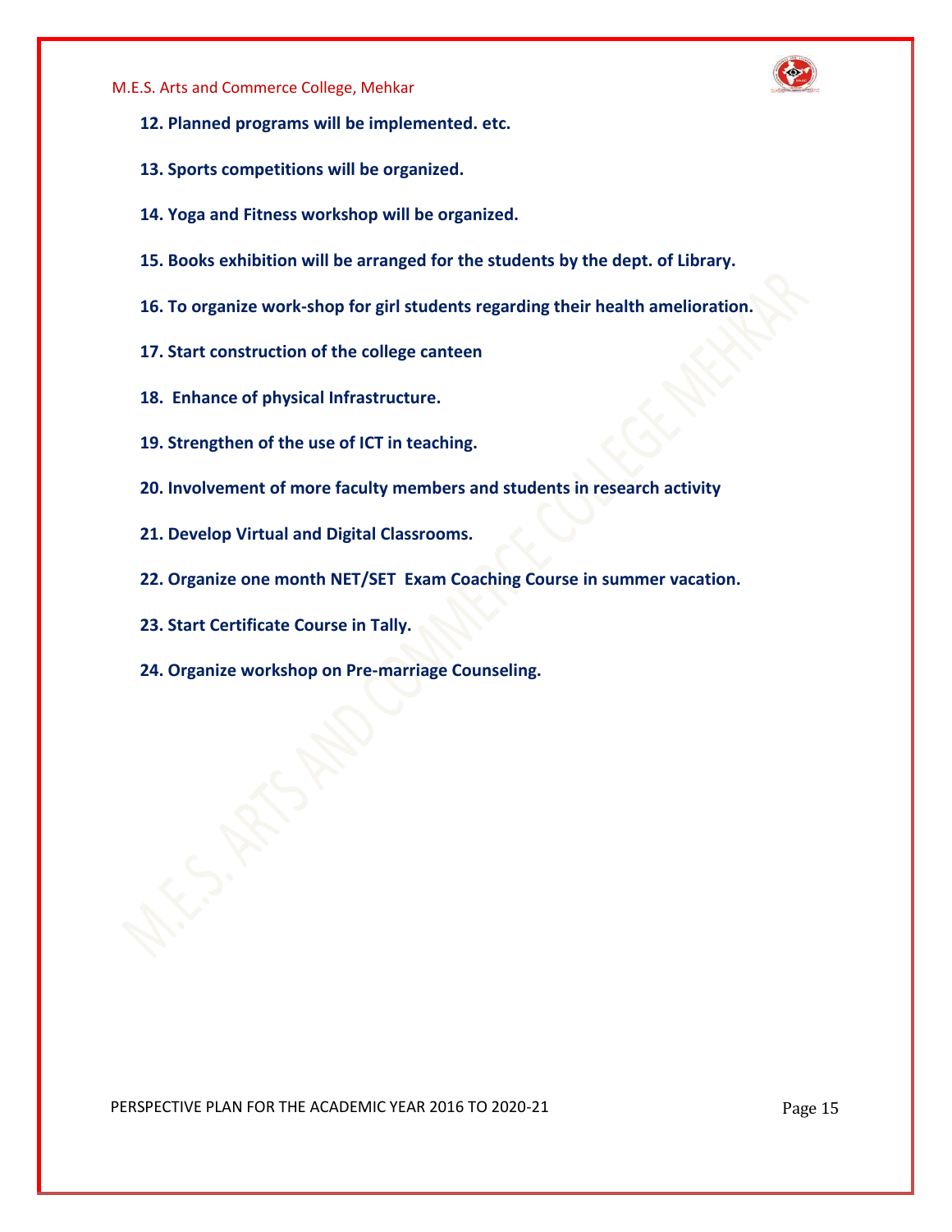**12. Planned programs will be implemented. etc.**

**13. Sports competitions will be organized.**

**14. Yoga and Fitness workshop will be organized.**

**15. Books exhibition will be arranged for the students by the dept. of Library.**

**16. To organize work-shop for girl students regarding their health amelioration.**

**17. Start construction of the college canteen**

**18. Enhance of physical Infrastructure.**

**19. Strengthen of the use of ICT in teaching.**

**20. Involvement of more faculty members and students in research activity**

**21. Develop Virtual and Digital Classrooms.**

**22. Organize one month NET/SET Exam Coaching Course in summer vacation.**

**23. Start Certificate Course in Tally.**

**24. Organize workshop on Pre-marriage Counseling.**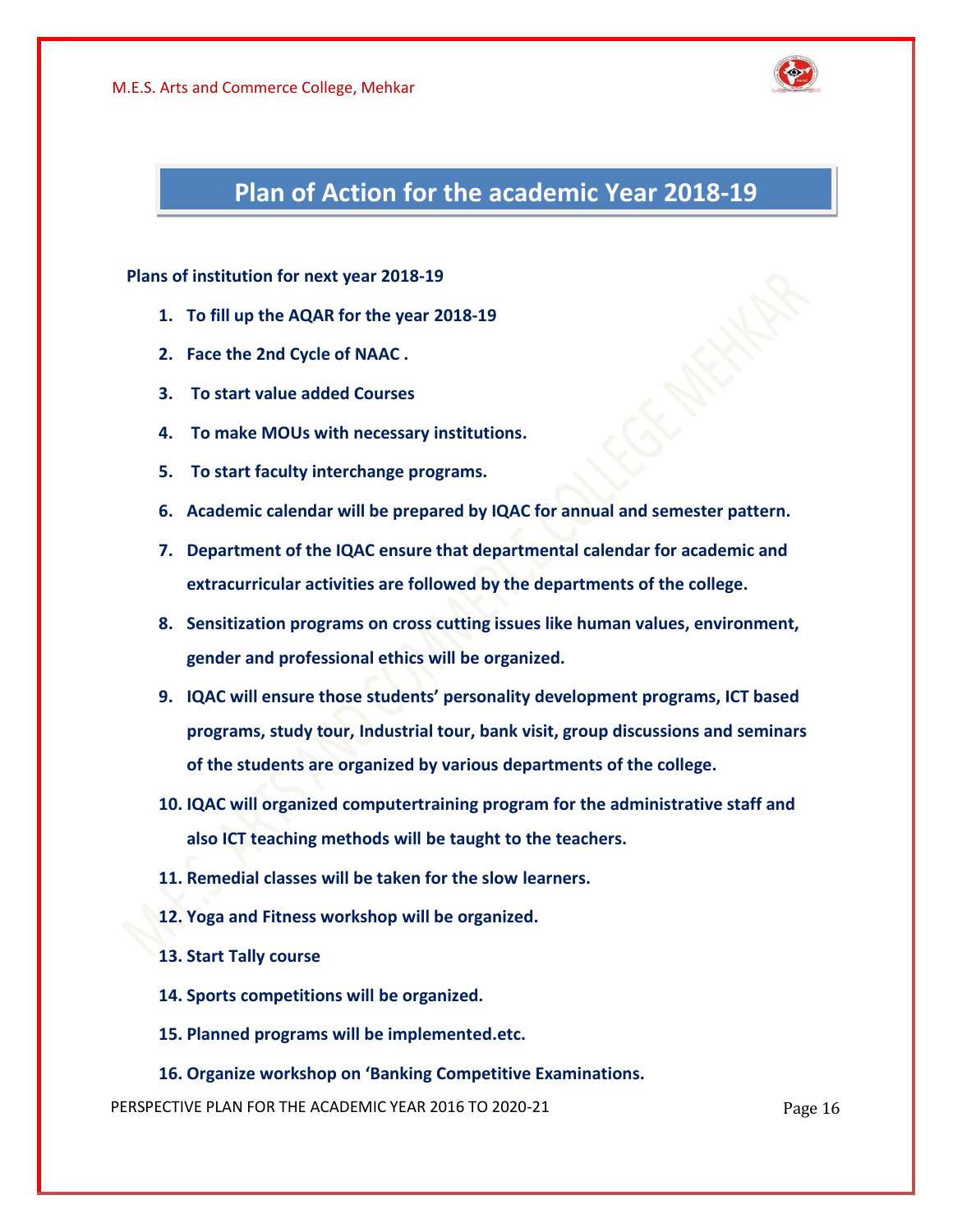## Plan of Action for the academic Year 2018-19

**Plans of institution for next year 2018-19**

1. **To fill up the AQAR for the year 2018-19**
2. **Face the 2nd Cycle of NAAC .**
3. **To start value added Courses**
4. **To make MOUs with necessary institutions.**
5. **To start faculty interchange programs.**
6. **Academic calendar will be prepared by IQAC for annual and semester pattern.**
7. **Department of the IQAC ensure that departmental calendar for academic and extracurricular activities are followed by the departments of the college.**
8. **Sensitization programs on cross cutting issues like human values, environment, gender and professional ethics will be organized.**
9. **IQAC will ensure those students' personality development programs, ICT based programs, study tour, Industrial tour, bank visit, group discussions and seminars of the students are organized by various departments of the college.**
10. **IQAC will organized computertraining program for the administrative staff and also ICT teaching methods will be taught to the teachers.**
11. **Remedial classes will be taken for the slow learners.**
12. **Yoga and Fitness workshop will be organized.**
13. **Start Tally course**
14. **Sports competitions will be organized.**
15. **Planned programs will be implemented.etc.**
16. **Organize workshop on 'Banking Competitive Examinations.**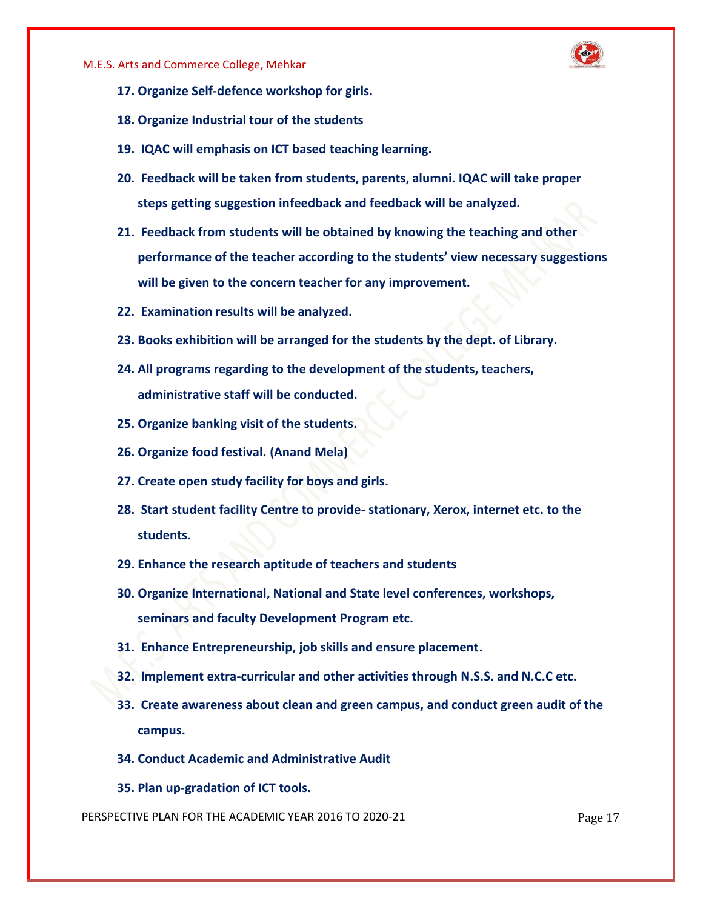17. **Organize Self-defence workshop for girls.**
18. **Organize Industrial tour of the students**
19. **IQAC will emphasis on ICT based teaching learning.**
20. **Feedback will be taken from students, parents, alumni. IQAC will take proper steps getting suggestion infeedback and feedback will be analyzed.**
21. **Feedback from students will be obtained by knowing the teaching and other performance of the teacher according to the students' view necessary suggestions will be given to the concern teacher for any improvement.**
22. **Examination results will be analyzed.**
23. **Books exhibition will be arranged for the students by the dept. of Library.**
24. **All programs regarding to the development of the students, teachers, administrative staff will be conducted.**
25. **Organize banking visit of the students.**
26. **Organize food festival. (Anand Mela)**
27. **Create open study facility for boys and girls.**
28. **Start student facility Centre to provide- stationary, Xerox, internet etc. to the students.**
29. **Enhance the research aptitude of teachers and students**
30. **Organize International, National and State level conferences, workshops, seminars and faculty Development Program etc.**
31. **Enhance Entrepreneurship, job skills and ensure placement.**
32. **Implement extra-curricular and other activities through N.S.S. and N.C.C etc.**
33. **Create awareness about clean and green campus, and conduct green audit of the campus.**
34. **Conduct Academic and Administrative Audit**
35. **Plan up-gradation of ICT tools.**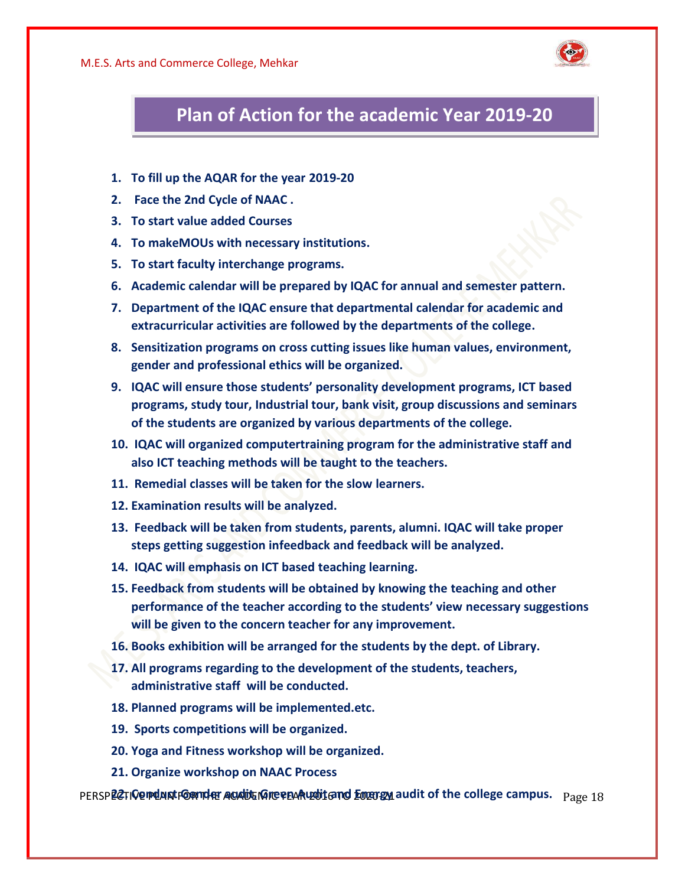# Plan of Action for the academic Year 2019-20

1. To fill up the AQAR for the year 2019-20
2. Face the 2nd Cycle of NAAC .
3. To start value added Courses
4. To makeMOUs with necessary institutions.
5. To start faculty interchange programs.
6. Academic calendar will be prepared by IQAC for annual and semester pattern.
7. Department of the IQAC ensure that departmental calendar for academic and extracurricular activities are followed by the departments of the college.
8. Sensitization programs on cross cutting issues like human values, environment, gender and professional ethics will be organized.
9. IQAC will ensure those students' personality development programs, ICT based programs, study tour, Industrial tour, bank visit, group discussions and seminars of the students are organized by various departments of the college.
10. IQAC will organized computertraining program for the administrative staff and also ICT teaching methods will be taught to the teachers.
11. Remedial classes will be taken for the slow learners.
12. Examination results will be analyzed.
13. Feedback will be taken from students, parents, alumni. IQAC will take proper steps getting suggestion infeedback and feedback will be analyzed.
14. IQAC will emphasis on ICT based teaching learning.
15. Feedback from students will be obtained by knowing the teaching and other performance of the teacher according to the students' view necessary suggestions will be given to the concern teacher for any improvement.
16. Books exhibition will be arranged for the students by the dept. of Library.
17. All programs regarding to the development of the students, teachers, administrative staff will be conducted.
18. Planned programs will be implemented.etc.
19. Sports competitions will be organized.
20. Yoga and Fitness workshop will be organized.
21. Organize workshop on NAAC Process
22. Conduct Gender audit, Green Audit and Energy audit of the college campus.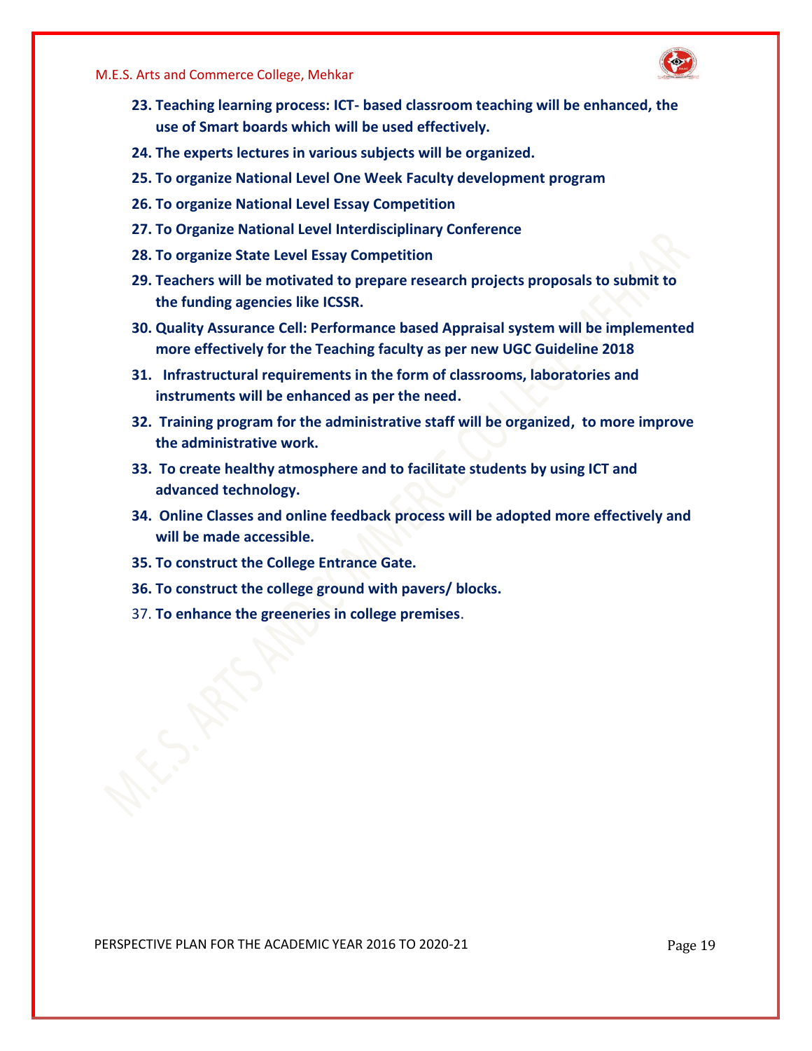23. **Teaching learning process: ICT- based classroom teaching will be enhanced, the use of Smart boards which will be used effectively.**
24. **The experts lectures in various subjects will be organized.**
25. **To organize National Level One Week Faculty development program**
26. **To organize National Level Essay Competition**
27. **To Organize National Level Interdisciplinary Conference**
28. **To organize State Level Essay Competition**
29. **Teachers will be motivated to prepare research projects proposals to submit to the funding agencies like ICSSR.**
30. **Quality Assurance Cell: Performance based Appraisal system will be implemented more effectively for the Teaching faculty as per new UGC Guideline 2018**
31. **Infrastructural requirements in the form of classrooms, laboratories and instruments will be enhanced as per the need.**
32. **Training program for the administrative staff will be organized, to more improve the administrative work.**
33. **To create healthy atmosphere and to facilitate students by using ICT and advanced technology.**
34. **Online Classes and online feedback process will be adopted more effectively and will be made accessible.**
35. **To construct the College Entrance Gate.**
36. **To construct the college ground with pavers/ blocks.**
37. **To enhance the greeneries in college premises**.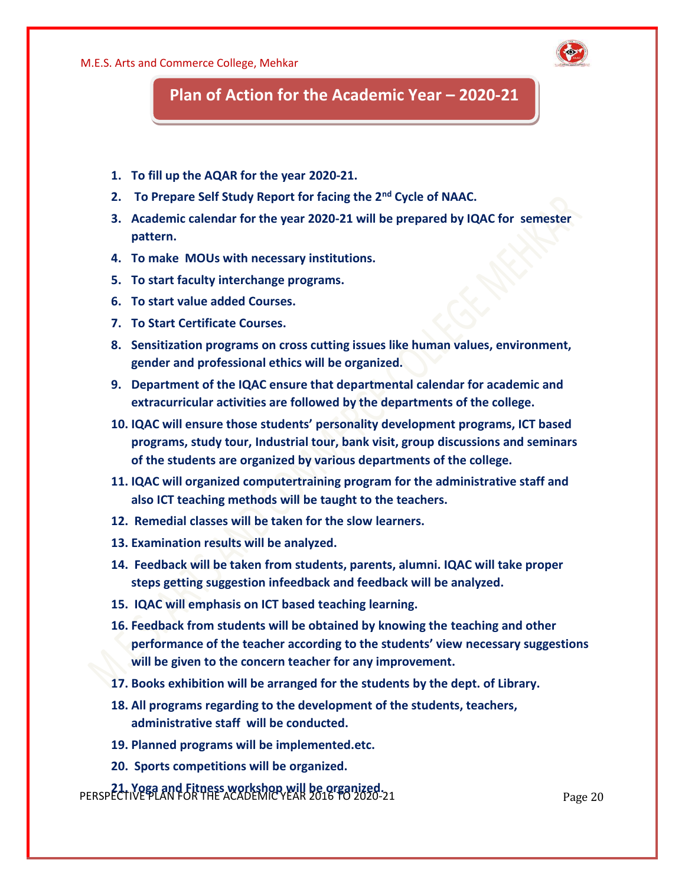## Plan of Action for the Academic Year – 2020-21

1. **To fill up the AQAR for the year 2020-21.**
2. **To Prepare Self Study Report for facing the 2nd Cycle of NAAC.**
3. **Academic calendar for the year 2020-21 will be prepared by IQAC for semester pattern.**
4. **To make MOUs with necessary institutions.**
5. **To start faculty interchange programs.**
6. **To start value added Courses.**
7. **To Start Certificate Courses.**
8. **Sensitization programs on cross cutting issues like human values, environment, gender and professional ethics will be organized.**
9. **Department of the IQAC ensure that departmental calendar for academic and extracurricular activities are followed by the departments of the college.**
10. **IQAC will ensure those students' personality development programs, ICT based programs, study tour, Industrial tour, bank visit, group discussions and seminars of the students are organized by various departments of the college.**
11. **IQAC will organized computertraining program for the administrative staff and also ICT teaching methods will be taught to the teachers.**
12. **Remedial classes will be taken for the slow learners.**
13. **Examination results will be analyzed.**
14. **Feedback will be taken from students, parents, alumni. IQAC will take proper steps getting suggestion infeedback and feedback will be analyzed.**
15. **IQAC will emphasis on ICT based teaching learning.**
16. **Feedback from students will be obtained by knowing the teaching and other performance of the teacher according to the students' view necessary suggestions will be given to the concern teacher for any improvement.**
17. **Books exhibition will be arranged for the students by the dept. of Library.**
18. **All programs regarding to the development of the students, teachers, administrative staff will be conducted.**
19. **Planned programs will be implemented.etc.**
20. **Sports competitions will be organized.**
21. **Yoga and Fitness workshop will be organized.**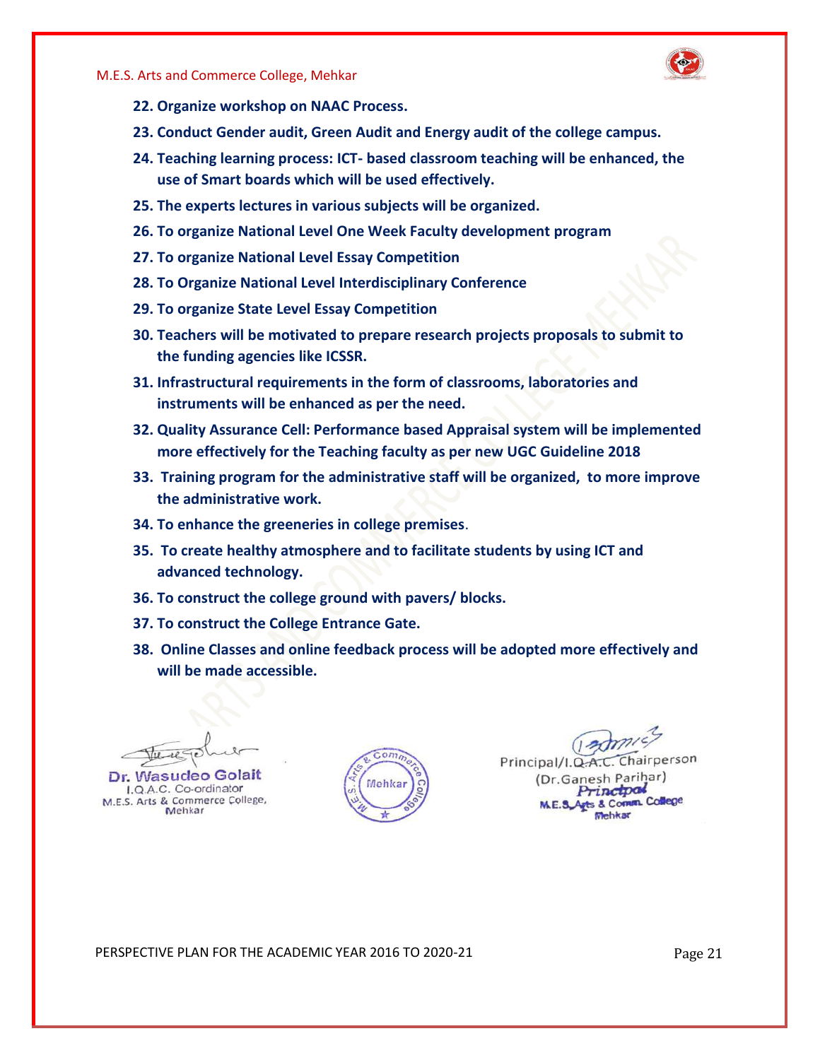22. **Organize workshop on NAAC Process.**
23. **Conduct Gender audit, Green Audit and Energy audit of the college campus.**
24. **Teaching learning process: ICT- based classroom teaching will be enhanced, the use of Smart boards which will be used effectively.**
25. **The experts lectures in various subjects will be organized.**
26. **To organize National Level One Week Faculty development program**
27. **To organize National Level Essay Competition**
28. **To Organize National Level Interdisciplinary Conference**
29. **To organize State Level Essay Competition**
30. **Teachers will be motivated to prepare research projects proposals to submit to the funding agencies like ICSSR.**
31. **Infrastructural requirements in the form of classrooms, laboratories and instruments will be enhanced as per the need.**
32. **Quality Assurance Cell: Performance based Appraisal system will be implemented more effectively for the Teaching faculty as per new UGC Guideline 2018**
33. **Training program for the administrative staff will be organized, to more improve the administrative work.**
34. **To enhance the greeneries in college premises**.
35. **To create healthy atmosphere and to facilitate students by using ICT and advanced technology.**
36. **To construct the college ground with pavers/ blocks.**
37. **To construct the College Entrance Gate.**
38. **Online Classes and online feedback process will be adopted more effectively and will be made accessible.**

**Dr. Wasudeo Golait**
I.Q.A.C. Co-ordinator
M.E.S. Arts & Commerce College,
Mehkar

M.E.S. Arts & Commerce College Mehkar

Principal/I.Q.A.C. Chairperson
(Dr.Ganesh Parihar)
Principal
M.E.S. Arts & Comm. College
Mehkar